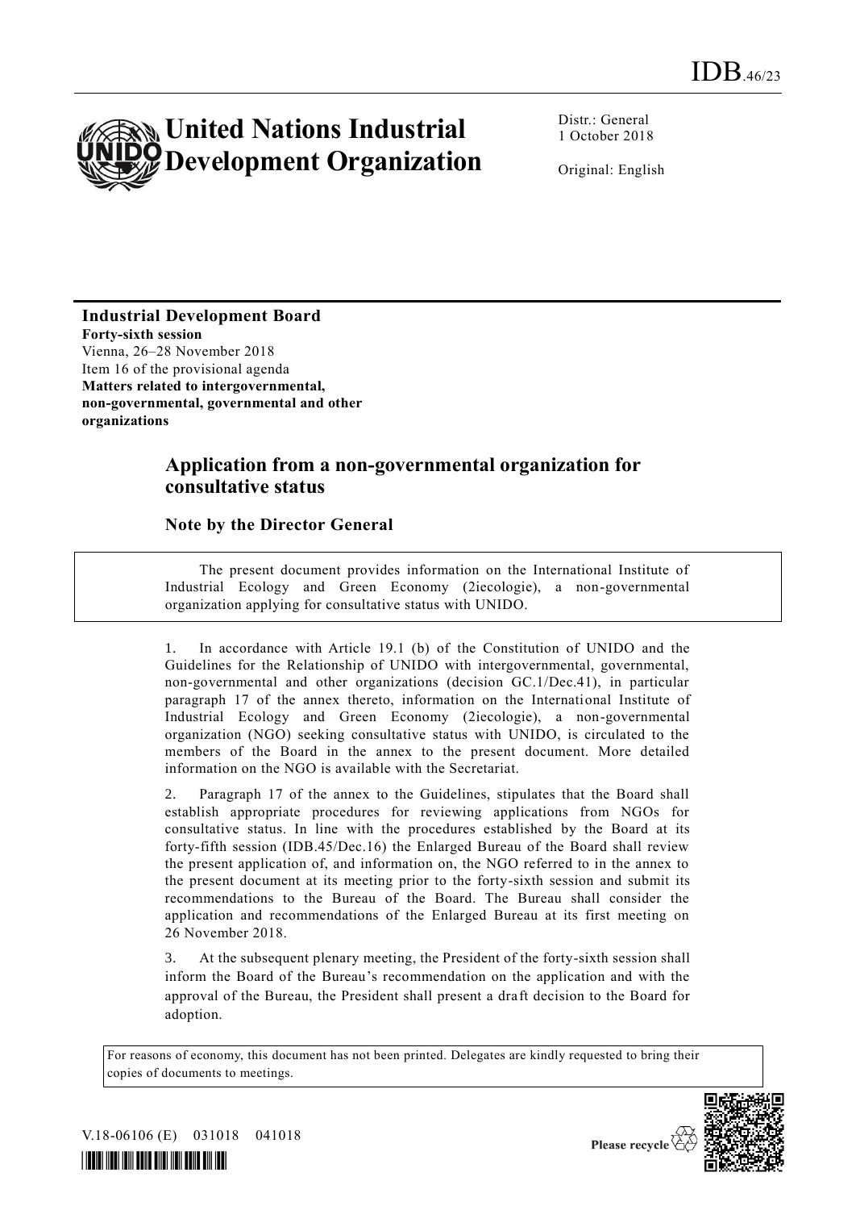# IDB.46/23

# United Nations Industrial Development Organization

Distr.: General
1 October 2018

Original: English

**Industrial Development Board**
**Forty-sixth session**
Vienna, 26–28 November 2018
Item 16 of the provisional agenda
**Matters related to intergovernmental, non-governmental, governmental and other organizations**

## Application from a non-governmental organization for consultative status

### Note by the Director General

The present document provides information on the International Institute of Industrial Ecology and Green Economy (2iecologie), a non-governmental organization applying for consultative status with UNIDO.

1. In accordance with Article 19.1 (b) of the Constitution of UNIDO and the Guidelines for the Relationship of UNIDO with intergovernmental, governmental, non-governmental and other organizations (decision GC.1/Dec.41), in particular paragraph 17 of the annex thereto, information on the International Institute of Industrial Ecology and Green Economy (2iecologie), a non-governmental organization (NGO) seeking consultative status with UNIDO, is circulated to the members of the Board in the annex to the present document. More detailed information on the NGO is available with the Secretariat.

2. Paragraph 17 of the annex to the Guidelines, stipulates that the Board shall establish appropriate procedures for reviewing applications from NGOs for consultative status. In line with the procedures established by the Board at its forty-fifth session (IDB.45/Dec.16) the Enlarged Bureau of the Board shall review the present application of, and information on, the NGO referred to in the annex to the present document at its meeting prior to the forty-sixth session and submit its recommendations to the Bureau of the Board. The Bureau shall consider the application and recommendations of the Enlarged Bureau at its first meeting on 26 November 2018.

3. At the subsequent plenary meeting, the President of the forty-sixth session shall inform the Board of the Bureau's recommendation on the application and with the approval of the Bureau, the President shall present a draft decision to the Board for adoption.

For reasons of economy, this document has not been printed. Delegates are kindly requested to bring their copies of documents to meetings.

V.18-06106 (E) 031018 041018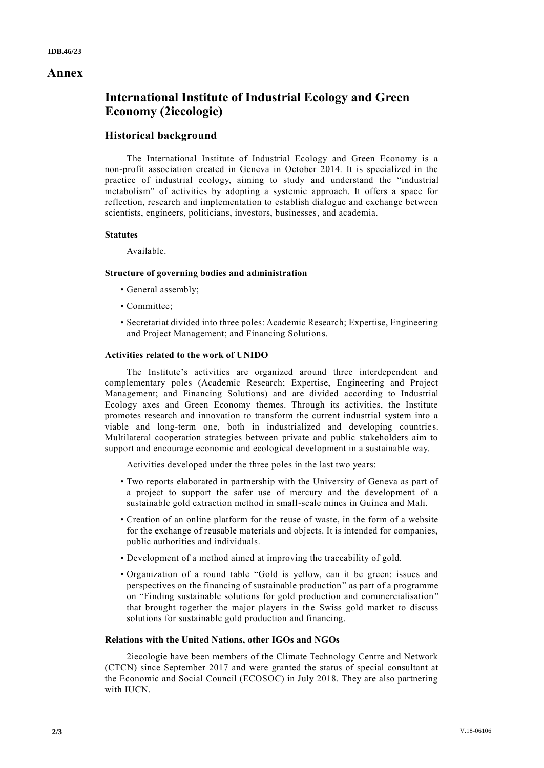# Annex

## International Institute of Industrial Ecology and Green Economy (2iecologie)

### Historical background

The International Institute of Industrial Ecology and Green Economy is a non-profit association created in Geneva in October 2014. It is specialized in the practice of industrial ecology, aiming to study and understand the "industrial metabolism" of activities by adopting a systemic approach. It offers a space for reflection, research and implementation to establish dialogue and exchange between scientists, engineers, politicians, investors, businesses, and academia.

#### Statutes

Available.

#### Structure of governing bodies and administration

- General assembly;
- Committee;
- Secretariat divided into three poles: Academic Research; Expertise, Engineering and Project Management; and Financing Solutions.

#### Activities related to the work of UNIDO

The Institute's activities are organized around three interdependent and complementary poles (Academic Research; Expertise, Engineering and Project Management; and Financing Solutions) and are divided according to Industrial Ecology axes and Green Economy themes. Through its activities, the Institute promotes research and innovation to transform the current industrial system into a viable and long-term one, both in industrialized and developing countries. Multilateral cooperation strategies between private and public stakeholders aim to support and encourage economic and ecological development in a sustainable way.

Activities developed under the three poles in the last two years:

- Two reports elaborated in partnership with the University of Geneva as part of a project to support the safer use of mercury and the development of a sustainable gold extraction method in small-scale mines in Guinea and Mali.
- Creation of an online platform for the reuse of waste, in the form of a website for the exchange of reusable materials and objects. It is intended for companies, public authorities and individuals.
- Development of a method aimed at improving the traceability of gold.
- Organization of a round table "Gold is yellow, can it be green: issues and perspectives on the financing of sustainable production" as part of a programme on "Finding sustainable solutions for gold production and commercialisation" that brought together the major players in the Swiss gold market to discuss solutions for sustainable gold production and financing.

#### Relations with the United Nations, other IGOs and NGOs

2iecologie have been members of the Climate Technology Centre and Network (CTCN) since September 2017 and were granted the status of special consultant at the Economic and Social Council (ECOSOC) in July 2018. They are also partnering with IUCN.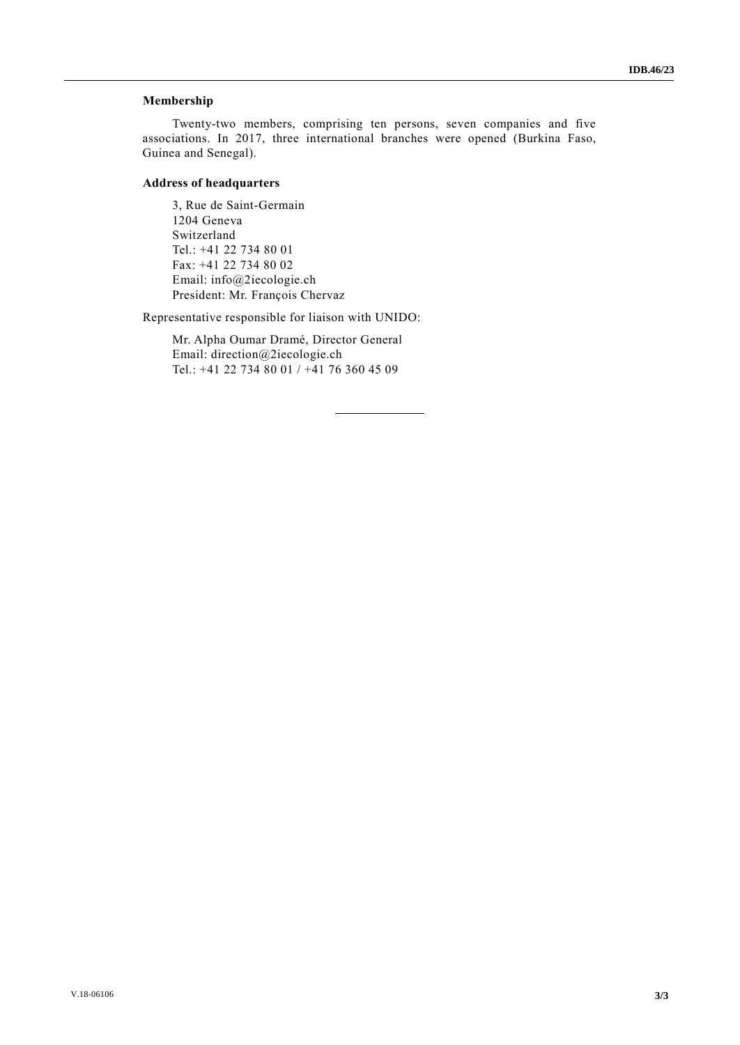**Membership**

Twenty-two members, comprising ten persons, seven companies and five associations. In 2017, three international branches were opened (Burkina Faso, Guinea and Senegal).

**Address of headquarters**

3, Rue de Saint-Germain
1204 Geneva
Switzerland
Tel.: +41 22 734 80 01
Fax: +41 22 734 80 02
Email: info@2iecologie.ch
President: Mr. François Chervaz

Representative responsible for liaison with UNIDO:

Mr. Alpha Oumar Dramé, Director General
Email: direction@2iecologie.ch
Tel.: +41 22 734 80 01 / +41 76 360 45 09